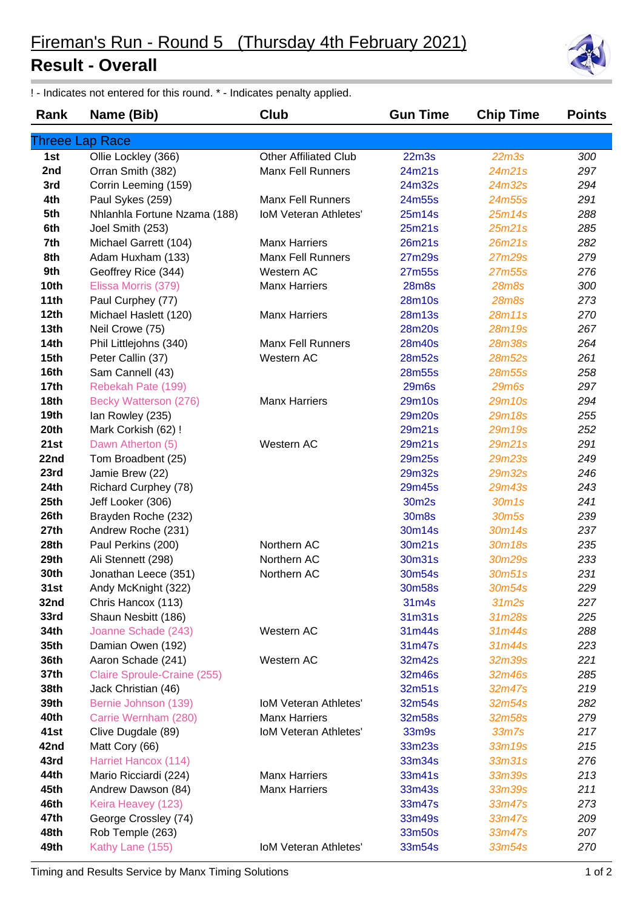# Fireman's Run - Round 5 (Thursday 4th February 2021)

## Result - Overall

! - Indicates not entered for this round. * - Indicates penalty applied.

| Rank | Name (Bib) | Club | Gun Time | Chip Time | Points |
|---|---|---|---|---|---|
| **Threee Lap Race** | | | | | |
| 1st | Ollie Lockley (366) | Other Affiliated Club | 22m3s | 22m3s | 300 |
| 2nd | Orran Smith (382) | Manx Fell Runners | 24m21s | 24m21s | 297 |
| 3rd | Corrin Leeming (159) | | 24m32s | 24m32s | 294 |
| 4th | Paul Sykes (259) | Manx Fell Runners | 24m55s | 24m55s | 291 |
| 5th | Nhlanhla Fortune Nzama (188) | IoM Veteran Athletes' | 25m14s | 25m14s | 288 |
| 6th | Joel Smith (253) | | 25m21s | 25m21s | 285 |
| 7th | Michael Garrett (104) | Manx Harriers | 26m21s | 26m21s | 282 |
| 8th | Adam Huxham (133) | Manx Fell Runners | 27m29s | 27m29s | 279 |
| 9th | Geoffrey Rice (344) | Western AC | 27m55s | 27m55s | 276 |
| 10th | Elissa Morris (379) | Manx Harriers | 28m8s | 28m8s | 300 |
| 11th | Paul Curphey (77) | | 28m10s | 28m8s | 273 |
| 12th | Michael Haslett (120) | Manx Harriers | 28m13s | 28m11s | 270 |
| 13th | Neil Crowe (75) | | 28m20s | 28m19s | 267 |
| 14th | Phil Littlejohns (340) | Manx Fell Runners | 28m40s | 28m38s | 264 |
| 15th | Peter Callin (37) | Western AC | 28m52s | 28m52s | 261 |
| 16th | Sam Cannell (43) | | 28m55s | 28m55s | 258 |
| 17th | Rebekah Pate (199) | | 29m6s | 29m6s | 297 |
| 18th | Becky Watterson (276) | Manx Harriers | 29m10s | 29m10s | 294 |
| 19th | Ian Rowley (235) | | 29m20s | 29m18s | 255 |
| 20th | Mark Corkish (62) ! | | 29m21s | 29m19s | 252 |
| 21st | Dawn Atherton (5) | Western AC | 29m21s | 29m21s | 291 |
| 22nd | Tom Broadbent (25) | | 29m25s | 29m23s | 249 |
| 23rd | Jamie Brew (22) | | 29m32s | 29m32s | 246 |
| 24th | Richard Curphey (78) | | 29m45s | 29m43s | 243 |
| 25th | Jeff Looker (306) | | 30m2s | 30m1s | 241 |
| 26th | Brayden Roche (232) | | 30m8s | 30m5s | 239 |
| 27th | Andrew Roche (231) | | 30m14s | 30m14s | 237 |
| 28th | Paul Perkins (200) | Northern AC | 30m21s | 30m18s | 235 |
| 29th | Ali Stennett (298) | Northern AC | 30m31s | 30m29s | 233 |
| 30th | Jonathan Leece (351) | Northern AC | 30m54s | 30m51s | 231 |
| 31st | Andy McKnight (322) | | 30m58s | 30m54s | 229 |
| 32nd | Chris Hancox (113) | | 31m4s | 31m2s | 227 |
| 33rd | Shaun Nesbitt (186) | | 31m31s | 31m28s | 225 |
| 34th | Joanne Schade (243) | Western AC | 31m44s | 31m44s | 288 |
| 35th | Damian Owen (192) | | 31m47s | 31m44s | 223 |
| 36th | Aaron Schade (241) | Western AC | 32m42s | 32m39s | 221 |
| 37th | Claire Sproule-Craine (255) | | 32m46s | 32m46s | 285 |
| 38th | Jack Christian (46) | | 32m51s | 32m47s | 219 |
| 39th | Bernie Johnson (139) | IoM Veteran Athletes' | 32m54s | 32m54s | 282 |
| 40th | Carrie Wernham (280) | Manx Harriers | 32m58s | 32m58s | 279 |
| 41st | Clive Dugdale (89) | IoM Veteran Athletes' | 33m9s | 33m7s | 217 |
| 42nd | Matt Cory (66) | | 33m23s | 33m19s | 215 |
| 43rd | Harriet Hancox (114) | | 33m34s | 33m31s | 276 |
| 44th | Mario Ricciardi (224) | Manx Harriers | 33m41s | 33m39s | 213 |
| 45th | Andrew Dawson (84) | Manx Harriers | 33m43s | 33m39s | 211 |
| 46th | Keira Heavey (123) | | 33m47s | 33m47s | 273 |
| 47th | George Crossley (74) | | 33m49s | 33m47s | 209 |
| 48th | Rob Temple (263) | | 33m50s | 33m47s | 207 |
| 49th | Kathy Lane (155) | IoM Veteran Athletes' | 33m54s | 33m54s | 270 |

Timing and Results Service by Manx Timing Solutions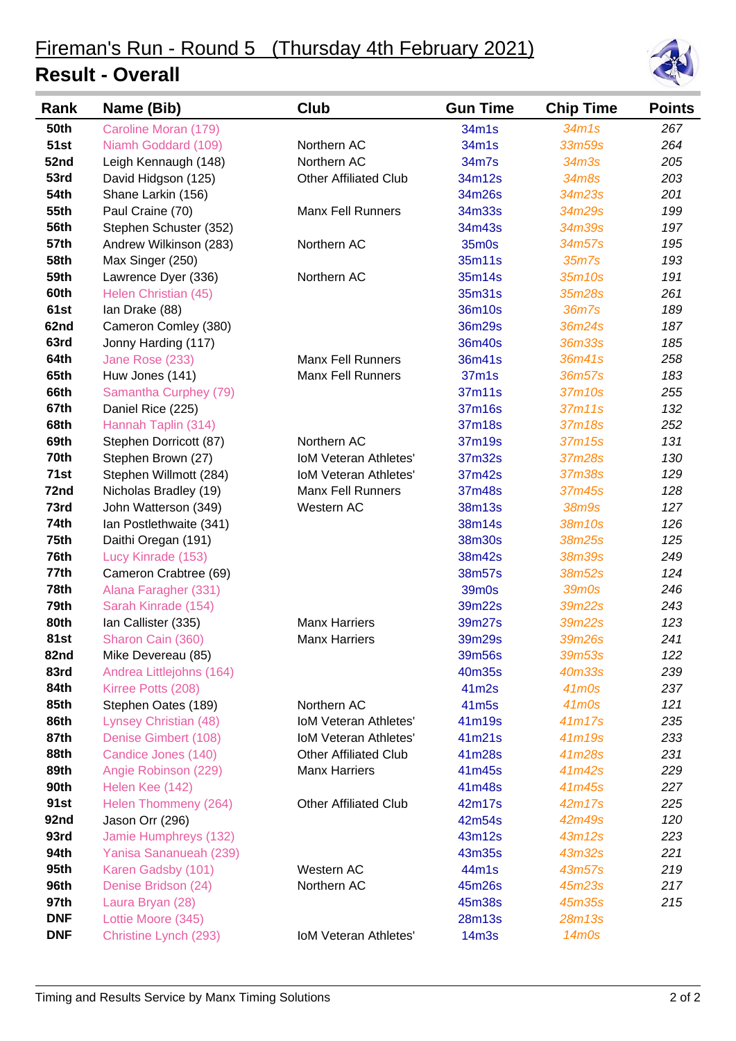# Fireman's Run - Round 5 (Thursday 4th February 2021)

## Result - Overall

| Rank | Name (Bib) | Club | Gun Time | Chip Time | Points |
|---|---|---|---|---|---|
| 50th | Caroline Moran (179) | | 34m1s | *34m1s* | *267* |
| 51st | Niamh Goddard (109) | Northern AC | 34m1s | *33m59s* | *264* |
| 52nd | Leigh Kennaugh (148) | Northern AC | 34m7s | *34m3s* | *205* |
| 53rd | David Hidgson (125) | Other Affiliated Club | 34m12s | *34m8s* | *203* |
| 54th | Shane Larkin (156) | | 34m26s | *34m23s* | *201* |
| 55th | Paul Craine (70) | Manx Fell Runners | 34m33s | *34m29s* | *199* |
| 56th | Stephen Schuster (352) | | 34m43s | *34m39s* | *197* |
| 57th | Andrew Wilkinson (283) | Northern AC | 35m0s | *34m57s* | *195* |
| 58th | Max Singer (250) | | 35m11s | *35m7s* | *193* |
| 59th | Lawrence Dyer (336) | Northern AC | 35m14s | *35m10s* | *191* |
| 60th | Helen Christian (45) | | 35m31s | *35m28s* | *261* |
| 61st | Ian Drake (88) | | 36m10s | *36m7s* | *189* |
| 62nd | Cameron Comley (380) | | 36m29s | *36m24s* | *187* |
| 63rd | Jonny Harding (117) | | 36m40s | *36m33s* | *185* |
| 64th | Jane Rose (233) | Manx Fell Runners | 36m41s | *36m41s* | *258* |
| 65th | Huw Jones (141) | Manx Fell Runners | 37m1s | *36m57s* | *183* |
| 66th | Samantha Curphey (79) | | 37m11s | *37m10s* | *255* |
| 67th | Daniel Rice (225) | | 37m16s | *37m11s* | *132* |
| 68th | Hannah Taplin (314) | | 37m18s | *37m18s* | *252* |
| 69th | Stephen Dorricott (87) | Northern AC | 37m19s | *37m15s* | *131* |
| 70th | Stephen Brown (27) | IoM Veteran Athletes' | 37m32s | *37m28s* | *130* |
| 71st | Stephen Willmott (284) | IoM Veteran Athletes' | 37m42s | *37m38s* | *129* |
| 72nd | Nicholas Bradley (19) | Manx Fell Runners | 37m48s | *37m45s* | *128* |
| 73rd | John Watterson (349) | Western AC | 38m13s | *38m9s* | *127* |
| 74th | Ian Postlethwaite (341) | | 38m14s | *38m10s* | *126* |
| 75th | Daithi Oregan (191) | | 38m30s | *38m25s* | *125* |
| 76th | Lucy Kinrade (153) | | 38m42s | *38m39s* | *249* |
| 77th | Cameron Crabtree (69) | | 38m57s | *38m52s* | *124* |
| 78th | Alana Faragher (331) | | 39m0s | *39m0s* | *246* |
| 79th | Sarah Kinrade (154) | | 39m22s | *39m22s* | *243* |
| 80th | Ian Callister (335) | Manx Harriers | 39m27s | *39m22s* | *123* |
| 81st | Sharon Cain (360) | Manx Harriers | 39m29s | *39m26s* | *241* |
| 82nd | Mike Devereau (85) | | 39m56s | *39m53s* | *122* |
| 83rd | Andrea Littlejohns (164) | | 40m35s | *40m33s* | *239* |
| 84th | Kirree Potts (208) | | 41m2s | *41m0s* | *237* |
| 85th | Stephen Oates (189) | Northern AC | 41m5s | *41m0s* | *121* |
| 86th | Lynsey Christian (48) | IoM Veteran Athletes' | 41m19s | *41m17s* | *235* |
| 87th | Denise Gimbert (108) | IoM Veteran Athletes' | 41m21s | *41m19s* | *233* |
| 88th | Candice Jones (140) | Other Affiliated Club | 41m28s | *41m28s* | *231* |
| 89th | Angie Robinson (229) | Manx Harriers | 41m45s | *41m42s* | *229* |
| 90th | Helen Kee (142) | | 41m48s | *41m45s* | *227* |
| 91st | Helen Thommeny (264) | Other Affiliated Club | 42m17s | *42m17s* | *225* |
| 92nd | Jason Orr (296) | | 42m54s | *42m49s* | *120* |
| 93rd | Jamie Humphreys (132) | | 43m12s | *43m12s* | *223* |
| 94th | Yanisa Sananueah (239) | | 43m35s | *43m32s* | *221* |
| 95th | Karen Gadsby (101) | Western AC | 44m1s | *43m57s* | *219* |
| 96th | Denise Bridson (24) | Northern AC | 45m26s | *45m23s* | *217* |
| 97th | Laura Bryan (28) | | 45m38s | *45m35s* | *215* |
| DNF | Lottie Moore (345) | | 28m13s | *28m13s* | |
| DNF | Christine Lynch (293) | IoM Veteran Athletes' | 14m3s | *14m0s* | |

Timing and Results Service by Manx Timing Solutions